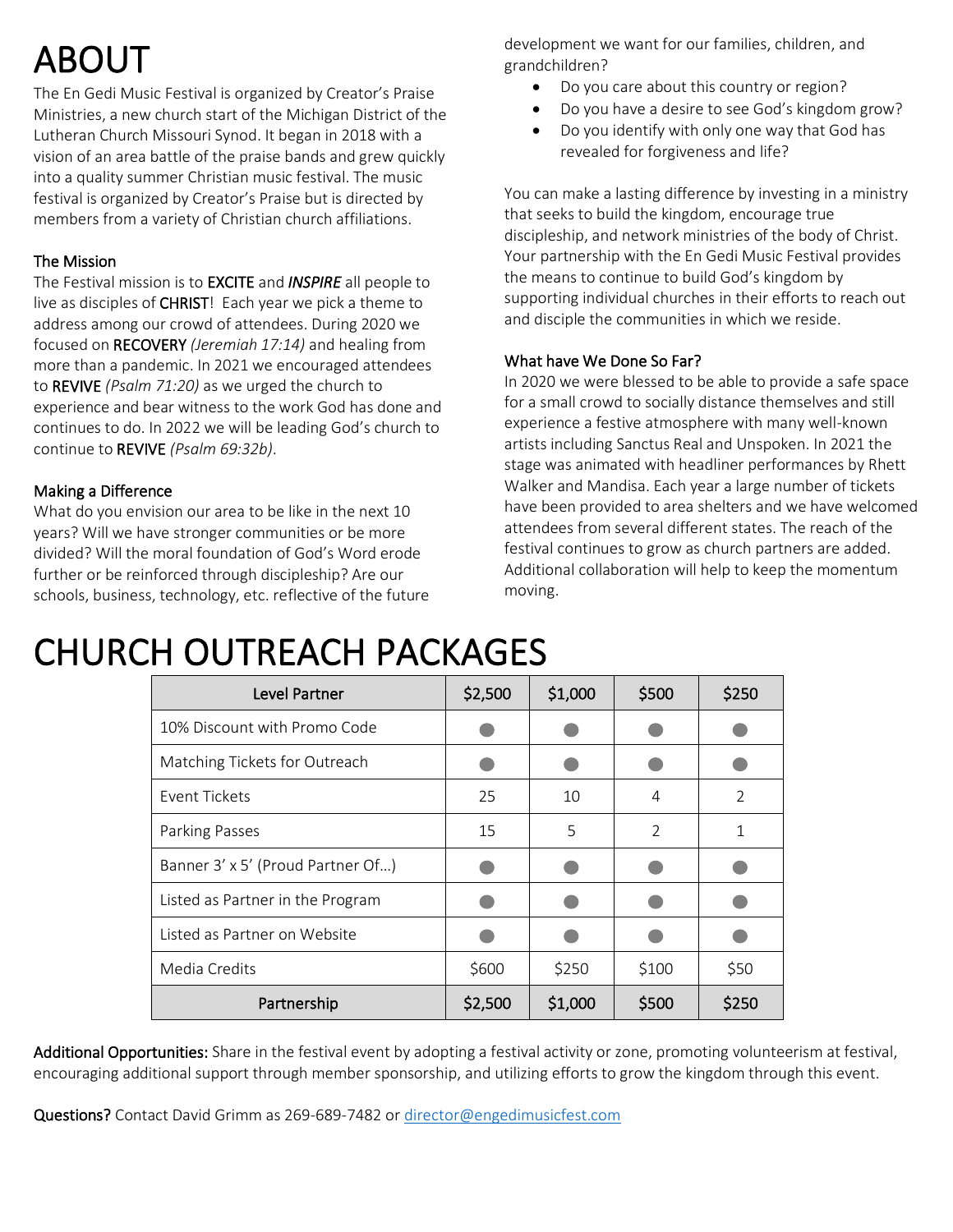# ABOUT

The En Gedi Music Festival is organized by Creator's Praise Ministries, a new church start of the Michigan District of the Lutheran Church Missouri Synod. It began in 2018 with a vision of an area battle of the praise bands and grew quickly into a quality summer Christian music festival. The music festival is organized by Creator's Praise but is directed by members from a variety of Christian church affiliations.

### The Mission

The Festival mission is to **EXCITE** and ***INSPIRE*** all people to live as disciples of **CHRIST**! Each year we pick a theme to address among our crowd of attendees. During 2020 we focused on **RECOVERY** *(Jeremiah 17:14)* and healing from more than a pandemic. In 2021 we encouraged attendees to **REVIVE** *(Psalm 71:20)* as we urged the church to experience and bear witness to the work God has done and continues to do. In 2022 we will be leading God's church to continue to **REVIVE** *(Psalm 69:32b)*.

### Making a Difference

What do you envision our area to be like in the next 10 years? Will we have stronger communities or be more divided? Will the moral foundation of God's Word erode further or be reinforced through discipleship? Are our schools, business, technology, etc. reflective of the future development we want for our families, children, and grandchildren?

- Do you care about this country or region?
- Do you have a desire to see God's kingdom grow?
- Do you identify with only one way that God has revealed for forgiveness and life?

You can make a lasting difference by investing in a ministry that seeks to build the kingdom, encourage true discipleship, and network ministries of the body of Christ. Your partnership with the En Gedi Music Festival provides the means to continue to build God's kingdom by supporting individual churches in their efforts to reach out and disciple the communities in which we reside.

### What have We Done So Far?

In 2020 we were blessed to be able to provide a safe space for a small crowd to socially distance themselves and still experience a festive atmosphere with many well-known artists including Sanctus Real and Unspoken. In 2021 the stage was animated with headliner performances by Rhett Walker and Mandisa. Each year a large number of tickets have been provided to area shelters and we have welcomed attendees from several different states. The reach of the festival continues to grow as church partners are added. Additional collaboration will help to keep the momentum moving.

# CHURCH OUTREACH PACKAGES

| Level Partner | $2,500 | $1,000 | $500 | $250 |
|---|---|---|---|---|
| 10% Discount with Promo Code | ● | ● | ● | ● |
| Matching Tickets for Outreach | ● | ● | ● | ● |
| Event Tickets | 25 | 10 | 4 | 2 |
| Parking Passes | 15 | 5 | 2 | 1 |
| Banner 3' x 5' (Proud Partner Of…) | ● | ● | ● | ● |
| Listed as Partner in the Program | ● | ● | ● | ● |
| Listed as Partner on Website | ● | ● | ● | ● |
| Media Credits | $600 | $250 | $100 | $50 |
| Partnership | $2,500 | $1,000 | $500 | $250 |

**Additional Opportunities:** Share in the festival event by adopting a festival activity or zone, promoting volunteerism at festival, encouraging additional support through member sponsorship, and utilizing efforts to grow the kingdom through this event.

**Questions?** Contact David Grimm as 269-689-7482 or director@engedimusicfest.com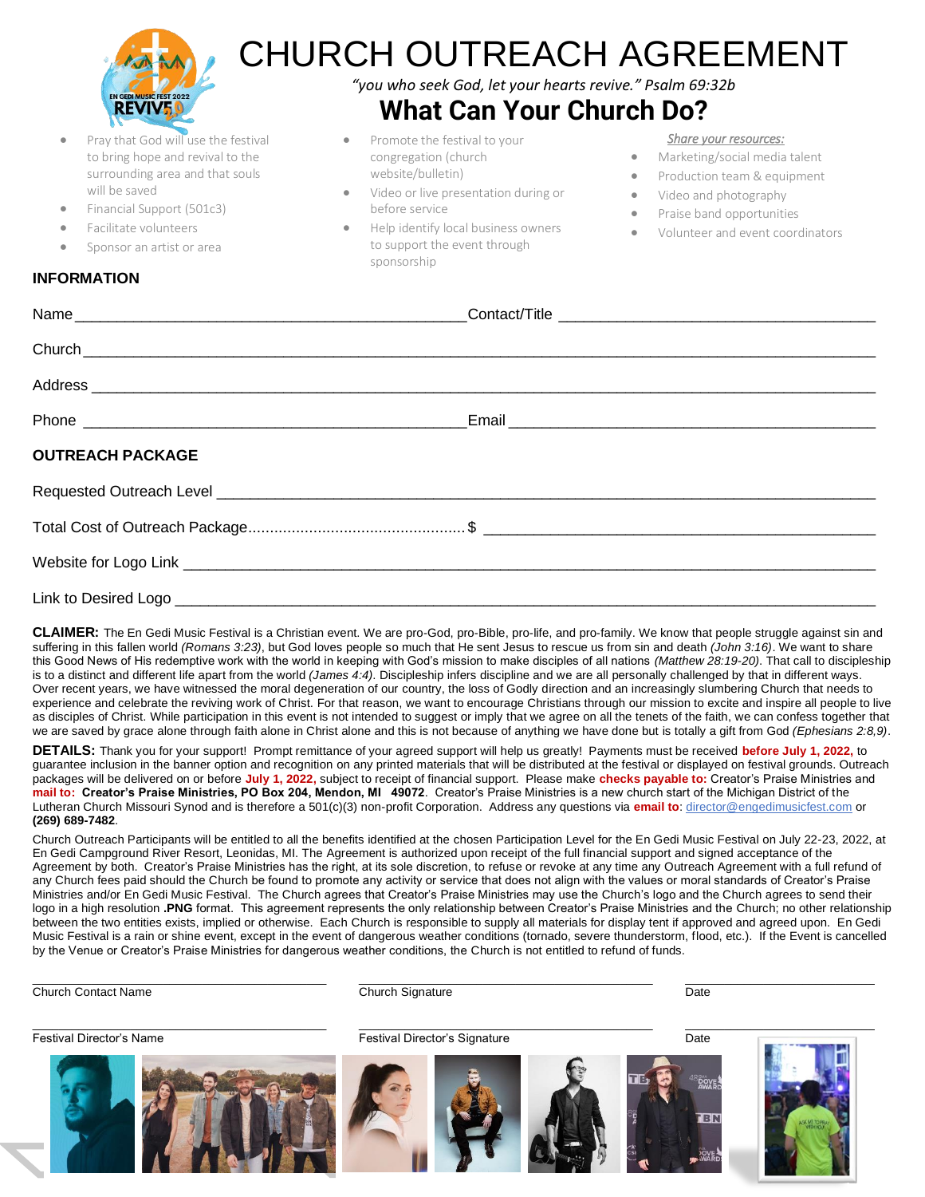# CHURCH OUTREACH AGREEMENT

*"you who seek God, let your hearts revive." Psalm 69:32b*

## What Can Your Church Do?

- Pray that God will use the festival to bring hope and revival to the surrounding area and that souls will be saved
- Financial Support (501c3)
- Facilitate volunteers
- Sponsor an artist or area
- Promote the festival to your congregation (church website/bulletin)
- Video or live presentation during or before service
- Help identify local business owners to support the event through sponsorship

*Share your resources:*

- Marketing/social media talent
- Production team & equipment
- Video and photography
- Praise band opportunities
- Volunteer and event coordinators

**INFORMATION**

Name ______________________________ Contact/Title ______________________________

Church ______________________________

Address ______________________________

Phone ______________________________ Email ______________________________

**OUTREACH PACKAGE**

Requested Outreach Level ______________________________

Total Cost of Outreach Package.................................................$ ______________________________

Website for Logo Link ______________________________

Link to Desired Logo ______________________________

**CLAIMER:** The En Gedi Music Festival is a Christian event. We are pro-God, pro-Bible, pro-life, and pro-family. We know that people struggle against sin and suffering in this fallen world *(Romans 3:23)*, but God loves people so much that He sent Jesus to rescue us from sin and death *(John 3:16)*. We want to share this Good News of His redemptive work with the world in keeping with God's mission to make disciples of all nations *(Matthew 28:19-20)*. That call to discipleship is to a distinct and different life apart from the world *(James 4:4)*. Discipleship infers discipline and we are all personally challenged by that in different ways. Over recent years, we have witnessed the moral degeneration of our country, the loss of Godly direction and an increasingly slumbering Church that needs to experience and celebrate the reviving work of Christ. For that reason, we want to encourage Christians through our mission to excite and inspire all people to live as disciples of Christ. While participation in this event is not intended to suggest or imply that we agree on all the tenets of the faith, we can confess together that we are saved by grace alone through faith alone in Christ alone and this is not because of anything we have done but is totally a gift from God *(Ephesians 2:8,9)*.

**DETAILS:** Thank you for your support! Prompt remittance of your agreed support will help us greatly! Payments must be received **before July 1, 2022,** to guarantee inclusion in the banner option and recognition on any printed materials that will be distributed at the festival or displayed on festival grounds. Outreach packages will be delivered on or before **July 1, 2022,** subject to receipt of financial support. Please make **checks payable to:** Creator's Praise Ministries and **mail to: Creator's Praise Ministries, PO Box 204, Mendon, MI 49072**. Creator's Praise Ministries is a new church start of the Michigan District of the Lutheran Church Missouri Synod and is therefore a 501(c)(3) non-profit Corporation. Address any questions via **email to**: director@engedimusicfest.com or **(269) 689-7482**.

Church Outreach Participants will be entitled to all the benefits identified at the chosen Participation Level for the En Gedi Music Festival on July 22-23, 2022, at En Gedi Campground River Resort, Leonidas, MI. The Agreement is authorized upon receipt of the full financial support and signed acceptance of the Agreement by both. Creator's Praise Ministries has the right, at its sole discretion, to refuse or revoke at any time any Outreach Agreement with a full refund of any Church fees paid should the Church be found to promote any activity or service that does not align with the values or moral standards of Creator's Praise Ministries and/or En Gedi Music Festival. The Church agrees that Creator's Praise Ministries may use the Church's logo and the Church agrees to send their logo in a high resolution **.PNG** format. This agreement represents the only relationship between Creator's Praise Ministries and the Church; no other relationship between the two entities exists, implied or otherwise. Each Church is responsible to supply all materials for display tent if approved and agreed upon. En Gedi Music Festival is a rain or shine event, except in the event of dangerous weather conditions (tornado, severe thunderstorm, flood, etc.). If the Event is cancelled by the Venue or Creator's Praise Ministries for dangerous weather conditions, the Church is not entitled to refund of funds.

______________________________ ______________________________ ______________
Church Contact Name | Church Signature | Date

______________________________ ______________________________ ______________
Festival Director's Name | Festival Director's Signature | Date